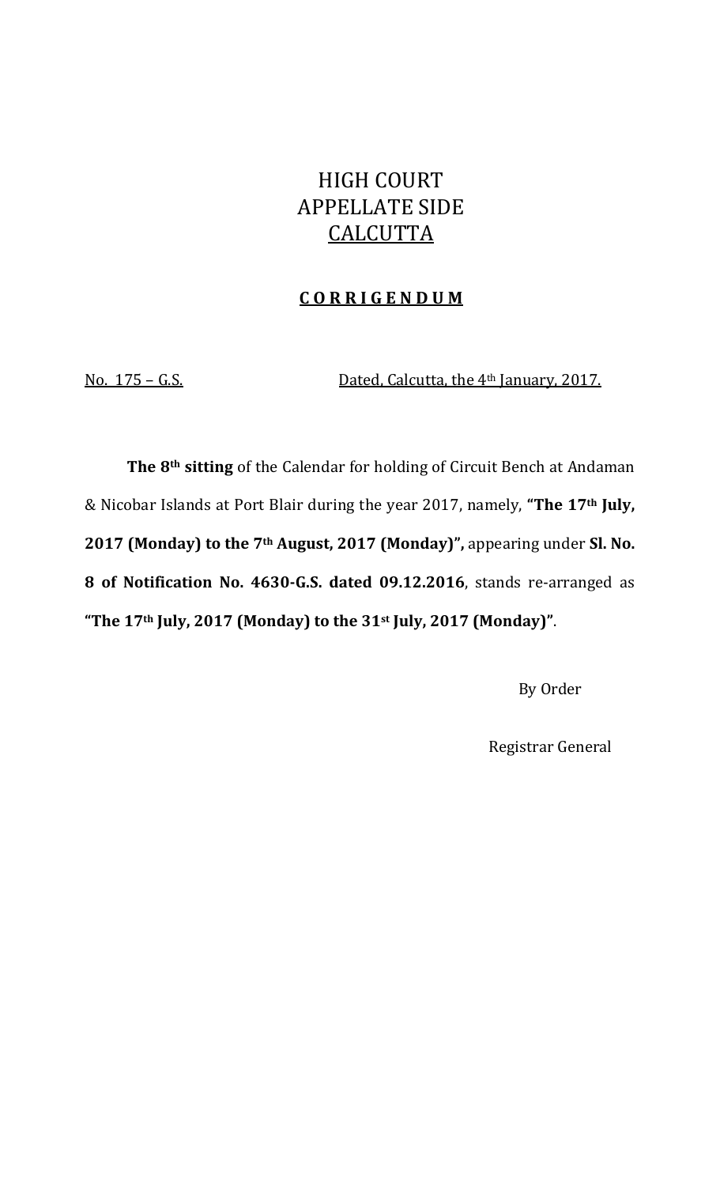# HIGH COURT
# APPELLATE SIDE
# CALCUTTA

## CORRIGENDUM

No. 175 – G.S. Dated, Calcutta, the 4th January, 2017.

**The 8th sitting** of the Calendar for holding of Circuit Bench at Andaman & Nicobar Islands at Port Blair during the year 2017, namely, **"The 17th July, 2017 (Monday) to the 7th August, 2017 (Monday)",** appearing under **Sl. No. 8 of Notification No. 4630-G.S. dated 09.12.2016**, stands re-arranged as **"The 17th July, 2017 (Monday) to the 31st July, 2017 (Monday)"**.

By Order

Registrar General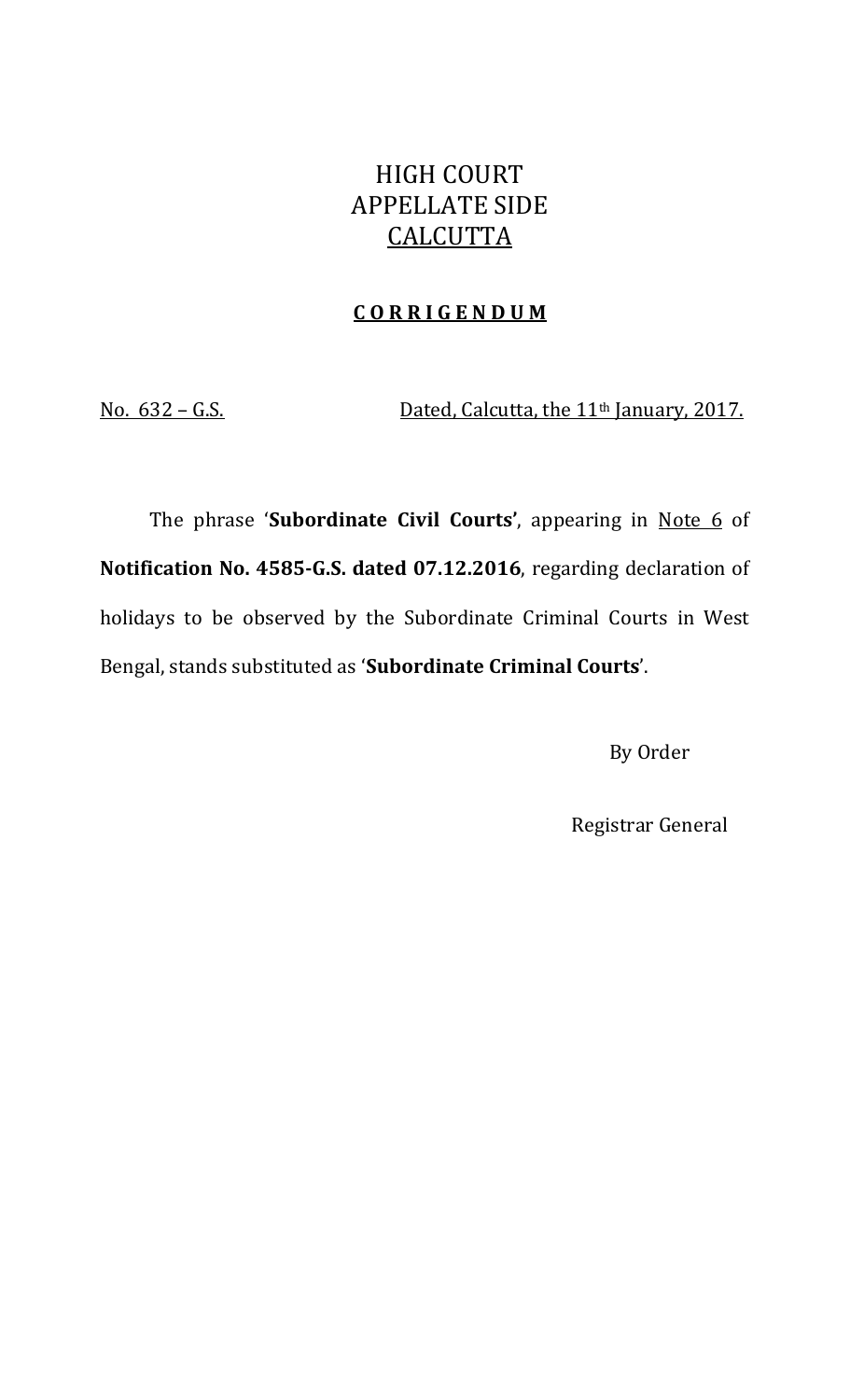# HIGH COURT
# APPELLATE SIDE
# CALCUTTA

## CORRIGENDUM

No. 632 – G.S. Dated, Calcutta, the 11th January, 2017.

The phrase '**Subordinate Civil Courts'**, appearing in Note 6 of **Notification No. 4585-G.S. dated 07.12.2016**, regarding declaration of holidays to be observed by the Subordinate Criminal Courts in West Bengal, stands substituted as '**Subordinate Criminal Courts**'.

By Order

Registrar General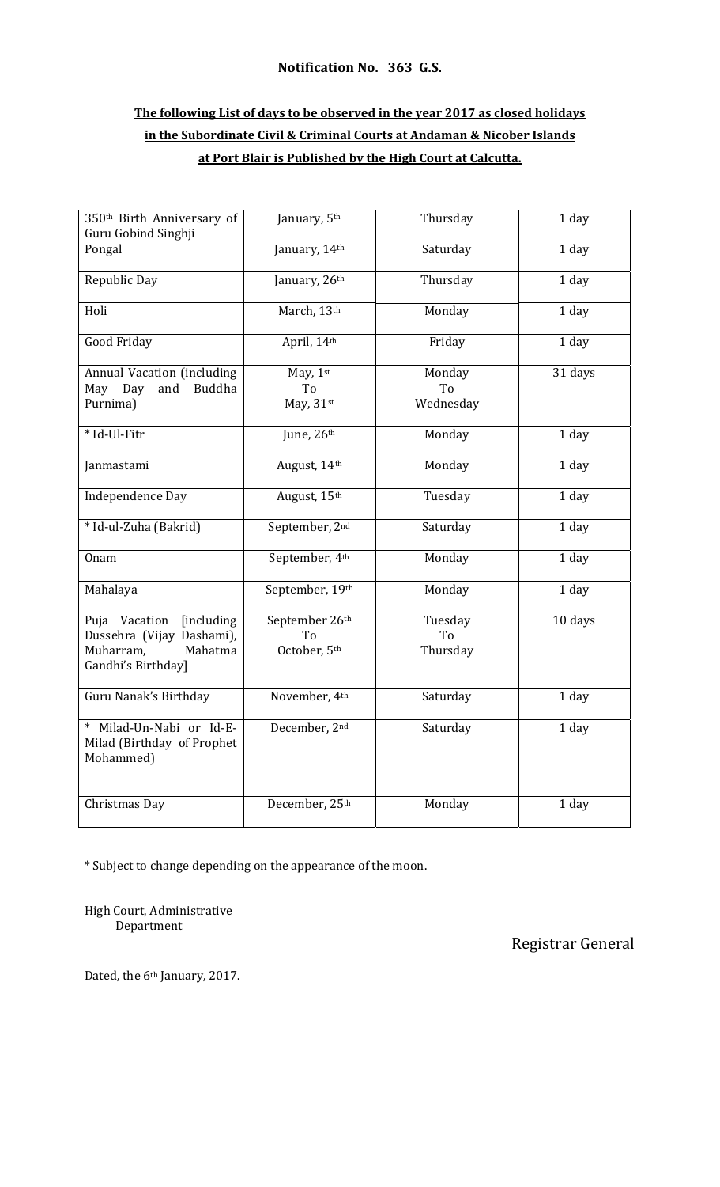**Notification No. 363 G.S.**

**The following List of days to be observed in the year 2017 as closed holidays in the Subordinate Civil & Criminal Courts at Andaman & Nicober Islands at Port Blair is Published by the High Court at Calcutta.**

| | | | |
|---|---|---|---|
| 350th Birth Anniversary of Guru Gobind Singhji | January, 5th | Thursday | 1 day |
| Pongal | January, 14th | Saturday | 1 day |
| Republic Day | January, 26th | Thursday | 1 day |
| Holi | March, 13th | Monday | 1 day |
| Good Friday | April, 14th | Friday | 1 day |
| Annual Vacation (including May Day and Buddha Purnima) | May, 1st To May, 31st | Monday To Wednesday | 31 days |
| * Id-Ul-Fitr | June, 26th | Monday | 1 day |
| Janmastami | August, 14th | Monday | 1 day |
| Independence Day | August, 15th | Tuesday | 1 day |
| * Id-ul-Zuha (Bakrid) | September, 2nd | Saturday | 1 day |
| Onam | September, 4th | Monday | 1 day |
| Mahalaya | September, 19th | Monday | 1 day |
| Puja Vacation [including Dussehra (Vijay Dashami), Muharram, Mahatma Gandhi's Birthday] | September 26th To October, 5th | Tuesday To Thursday | 10 days |
| Guru Nanak's Birthday | November, 4th | Saturday | 1 day |
| * Milad-Un-Nabi or Id-E-Milad (Birthday of Prophet Mohammed) | December, 2nd | Saturday | 1 day |
| Christmas Day | December, 25th | Monday | 1 day |

* Subject to change depending on the appearance of the moon.

High Court, Administrative
Department

Registrar General

Dated, the 6th January, 2017.